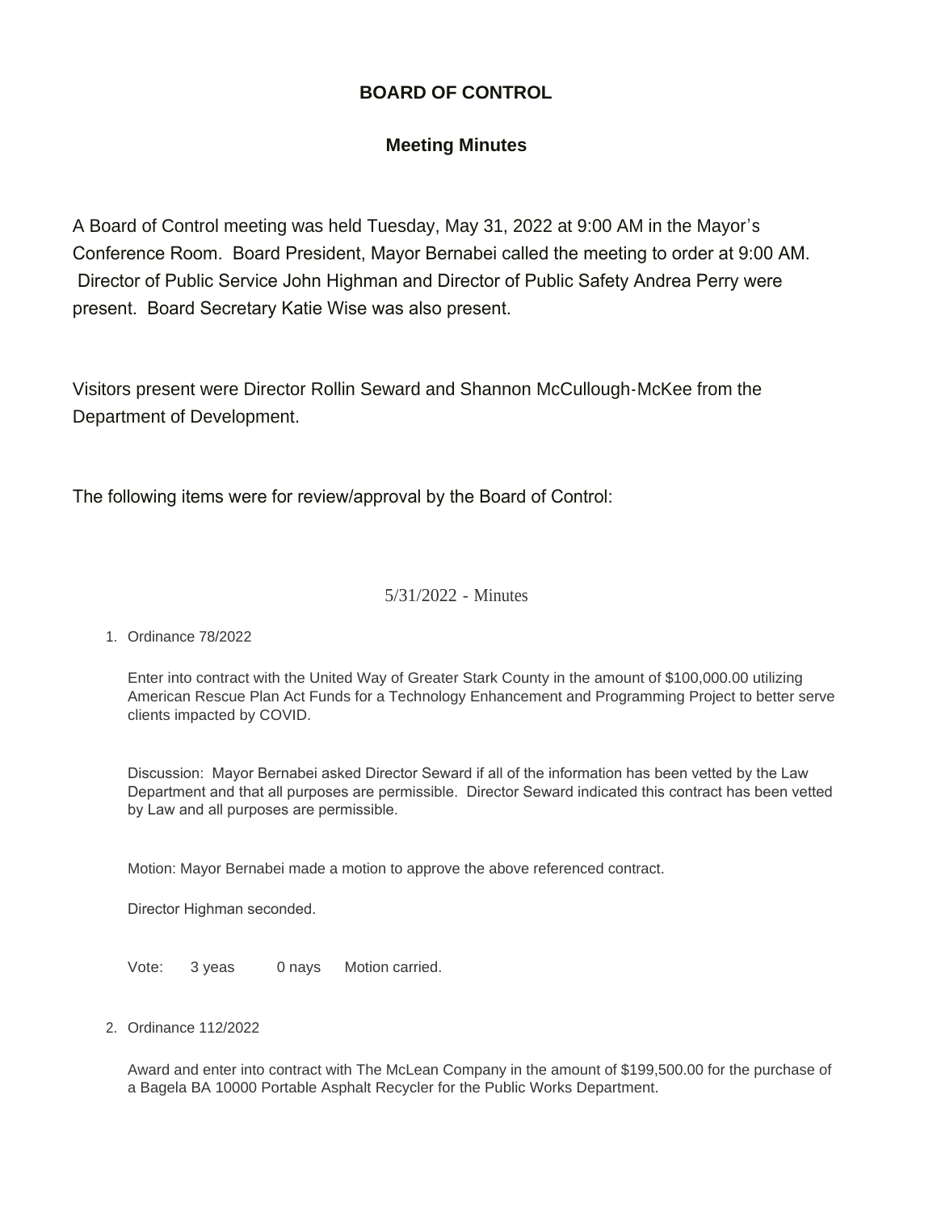# BOARD OF CONTROL

## Meeting Minutes

A Board of Control meeting was held Tuesday, May 31, 2022 at 9:00 AM in the Mayor's Conference Room. Board President, Mayor Bernabei called the meeting to order at 9:00 AM. Director of Public Service John Highman and Director of Public Safety Andrea Perry were present. Board Secretary Katie Wise was also present.

Visitors present were Director Rollin Seward and Shannon McCullough-McKee from the Department of Development.

The following items were for review/approval by the Board of Control:

5/31/2022 - Minutes

1. Ordinance 78/2022

   Enter into contract with the United Way of Greater Stark County in the amount of $100,000.00 utilizing American Rescue Plan Act Funds for a Technology Enhancement and Programming Project to better serve clients impacted by COVID.

   Discussion: Mayor Bernabei asked Director Seward if all of the information has been vetted by the Law Department and that all purposes are permissible. Director Seward indicated this contract has been vetted by Law and all purposes are permissible.

   Motion: Mayor Bernabei made a motion to approve the above referenced contract.

   Director Highman seconded.

   Vote: 3 yeas 0 nays Motion carried.

2. Ordinance 112/2022

   Award and enter into contract with The McLean Company in the amount of $199,500.00 for the purchase of a Bagela BA 10000 Portable Asphalt Recycler for the Public Works Department.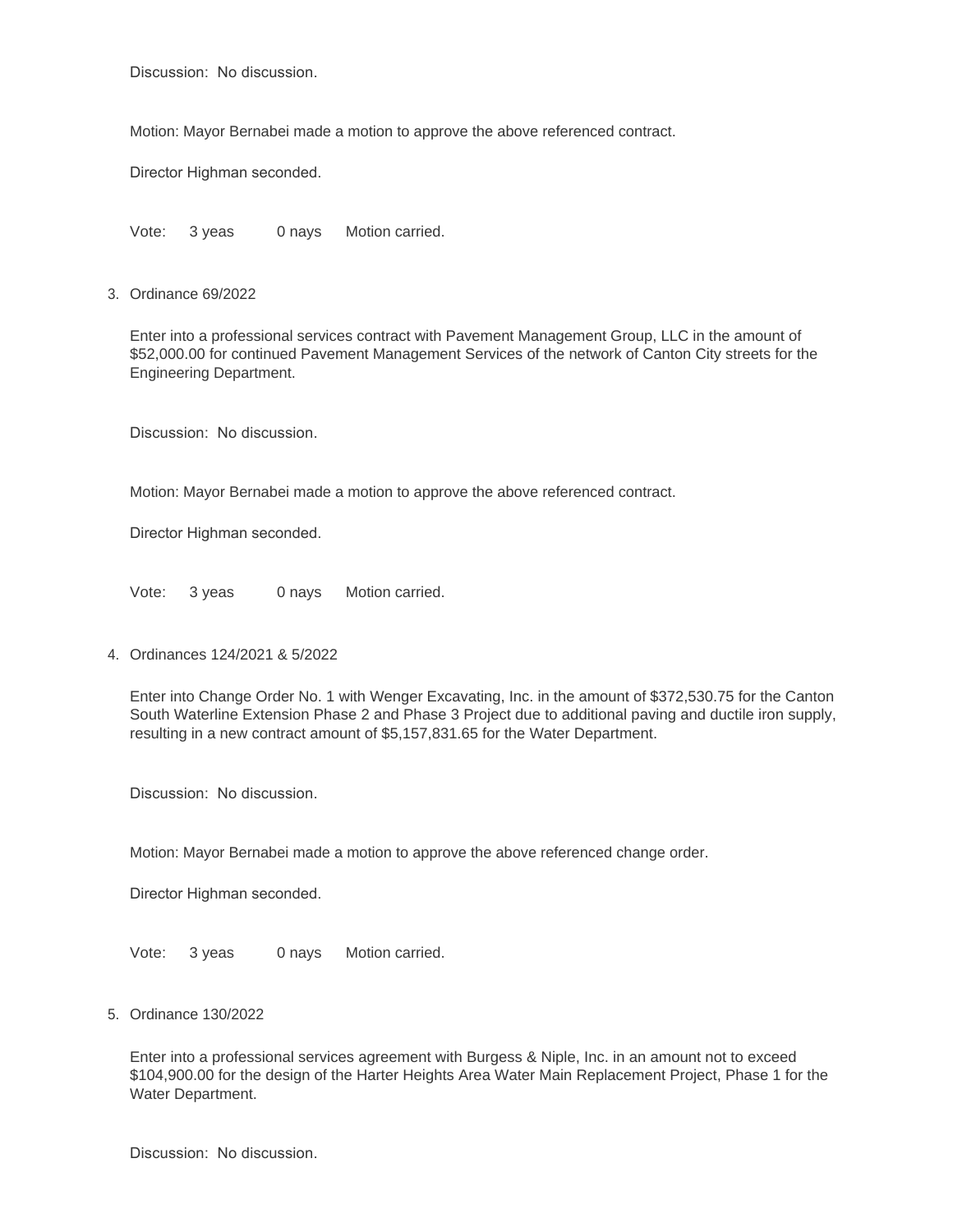Discussion: No discussion.

Motion: Mayor Bernabei made a motion to approve the above referenced contract.

Director Highman seconded.

Vote: 3 yeas 0 nays Motion carried.

3. Ordinance 69/2022

   Enter into a professional services contract with Pavement Management Group, LLC in the amount of $52,000.00 for continued Pavement Management Services of the network of Canton City streets for the Engineering Department.

   Discussion: No discussion.

   Motion: Mayor Bernabei made a motion to approve the above referenced contract.

   Director Highman seconded.

   Vote: 3 yeas 0 nays Motion carried.

4. Ordinances 124/2021 & 5/2022

   Enter into Change Order No. 1 with Wenger Excavating, Inc. in the amount of $372,530.75 for the Canton South Waterline Extension Phase 2 and Phase 3 Project due to additional paving and ductile iron supply, resulting in a new contract amount of $5,157,831.65 for the Water Department.

   Discussion: No discussion.

   Motion: Mayor Bernabei made a motion to approve the above referenced change order.

   Director Highman seconded.

   Vote: 3 yeas 0 nays Motion carried.

5. Ordinance 130/2022

   Enter into a professional services agreement with Burgess & Niple, Inc. in an amount not to exceed $104,900.00 for the design of the Harter Heights Area Water Main Replacement Project, Phase 1 for the Water Department.

   Discussion: No discussion.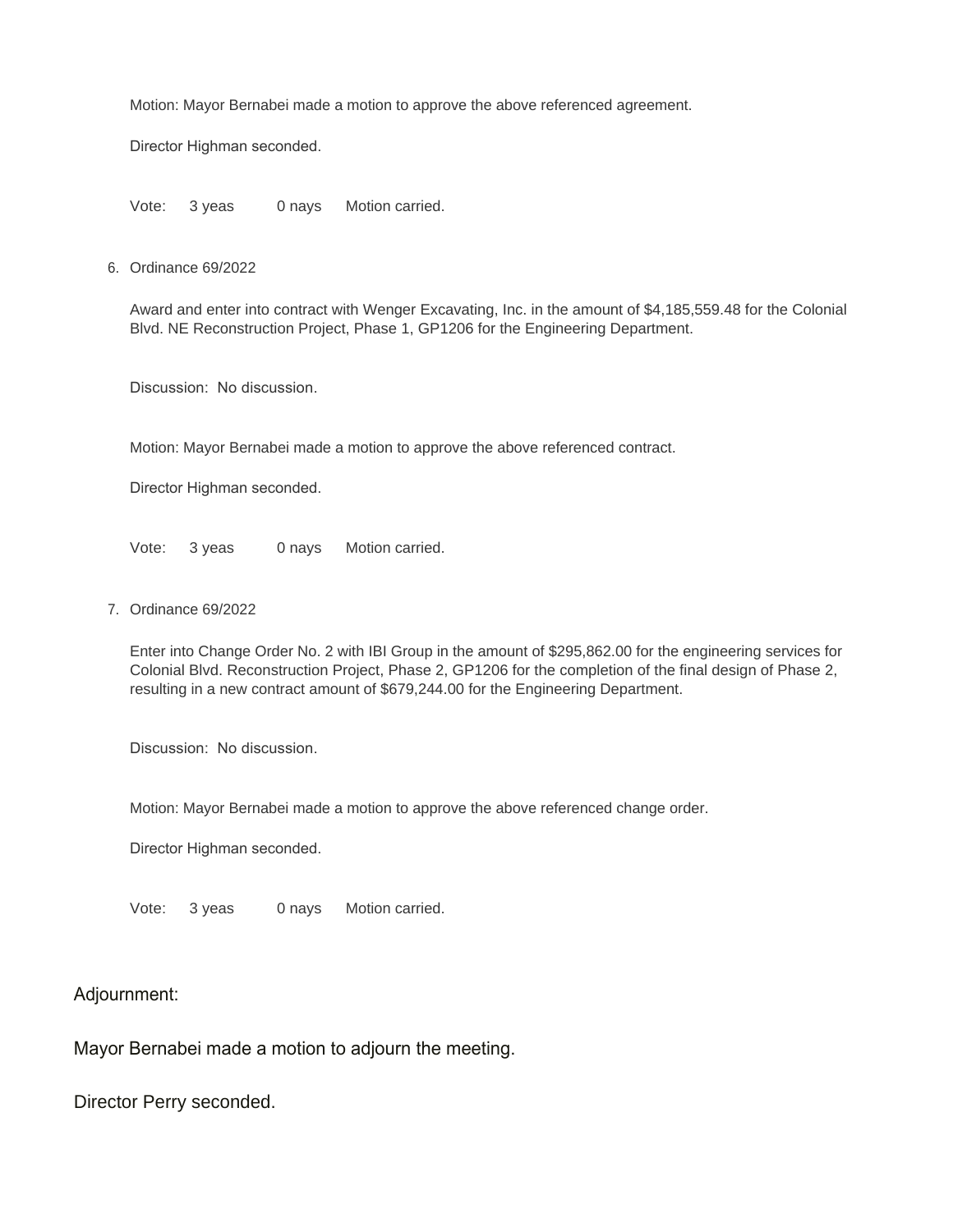Motion: Mayor Bernabei made a motion to approve the above referenced agreement.

Director Highman seconded.

Vote: 3 yeas 0 nays Motion carried.

6. Ordinance 69/2022

   Award and enter into contract with Wenger Excavating, Inc. in the amount of $4,185,559.48 for the Colonial Blvd. NE Reconstruction Project, Phase 1, GP1206 for the Engineering Department.

   Discussion: No discussion.

   Motion: Mayor Bernabei made a motion to approve the above referenced contract.

   Director Highman seconded.

   Vote: 3 yeas 0 nays Motion carried.

7. Ordinance 69/2022

   Enter into Change Order No. 2 with IBI Group in the amount of $295,862.00 for the engineering services for Colonial Blvd. Reconstruction Project, Phase 2, GP1206 for the completion of the final design of Phase 2, resulting in a new contract amount of $679,244.00 for the Engineering Department.

   Discussion: No discussion.

   Motion: Mayor Bernabei made a motion to approve the above referenced change order.

   Director Highman seconded.

   Vote: 3 yeas 0 nays Motion carried.

Adjournment:

Mayor Bernabei made a motion to adjourn the meeting.

Director Perry seconded.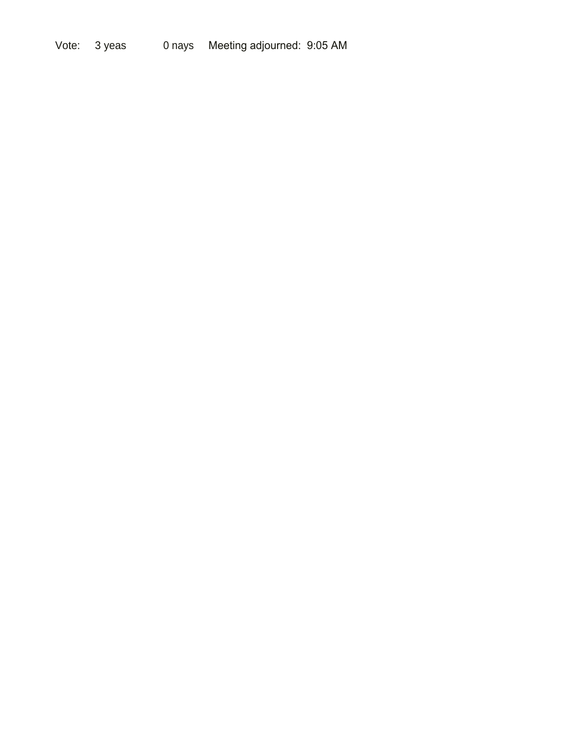Vote: 3 yeas 0 nays Meeting adjourned: 9:05 AM